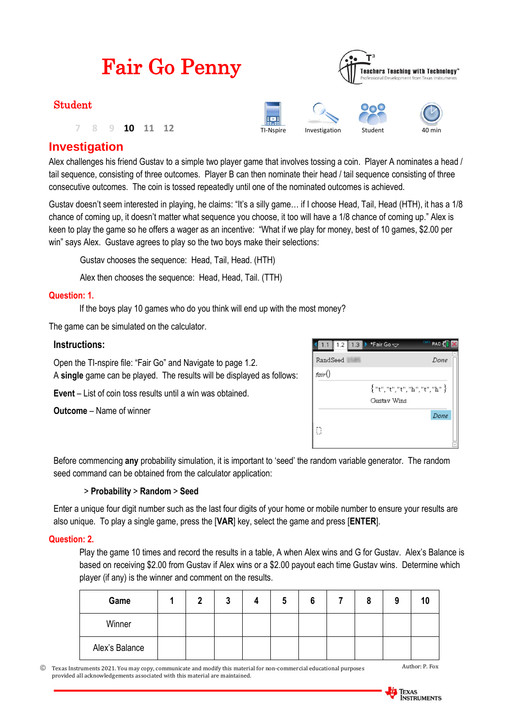# Fair Go Penny

**Student**

7 8 9 **10** 11 12

TI-Nspire | Investigation | Student | 40 min

## Investigation

Alex challenges his friend Gustav to a simple two player game that involves tossing a coin. Player A nominates a head / tail sequence, consisting of three outcomes. Player B can then nominate their head / tail sequence consisting of three consecutive outcomes. The coin is tossed repeatedly until one of the nominated outcomes is achieved.

Gustav doesn't seem interested in playing, he claims: "It's a silly game… if I choose Head, Tail, Head (HTH), it has a 1/8 chance of coming up, it doesn't matter what sequence you choose, it too will have a 1/8 chance of coming up." Alex is keen to play the game so he offers a wager as an incentive: "What if we play for money, best of 10 games, $2.00 per win" says Alex. Gustave agrees to play so the two boys make their selections:

Gustav chooses the sequence: Head, Tail, Head. (HTH)

Alex then chooses the sequence: Head, Head, Tail. (TTH)

**Question: 1.**

If the boys play 10 games who do you think will end up with the most money?

The game can be simulated on the calculator.

**Instructions:**

Open the TI-nspire file: "Fair Go" and Navigate to page 1.2.
A **single** game can be played. The results will be displayed as follows:

**Event** – List of coin toss results until a win was obtained.

**Outcome** – Name of winner

```
RandSeed                                   Done
fair()
            {"t","t","t","h","t","h"}
                   Gustav Wins
                                           Done
```

Before commencing **any** probability simulation, it is important to 'seed' the random variable generator. The random seed command can be obtained from the calculator application:

> **Probability** > **Random** > **Seed**

Enter a unique four digit number such as the last four digits of your home or mobile number to ensure your results are also unique. To play a single game, press the [**VAR**] key, select the game and press [**ENTER**].

**Question: 2.**

Play the game 10 times and record the results in a table, A when Alex wins and G for Gustav. Alex's Balance is based on receiving $2.00 from Gustav if Alex wins or a $2.00 payout each time Gustav wins. Determine which player (if any) is the winner and comment on the results.

| Game | 1 | 2 | 3 | 4 | 5 | 6 | 7 | 8 | 9 | 10 |
|---|---|---|---|---|---|---|---|---|---|---|
| Winner | | | | | | | | | | |
| Alex's Balance | | | | | | | | | | |

© Texas Instruments 2021. You may copy, communicate and modify this material for non-commercial educational purposes provided all acknowledgements associated with this material are maintained.

Author: P. Fox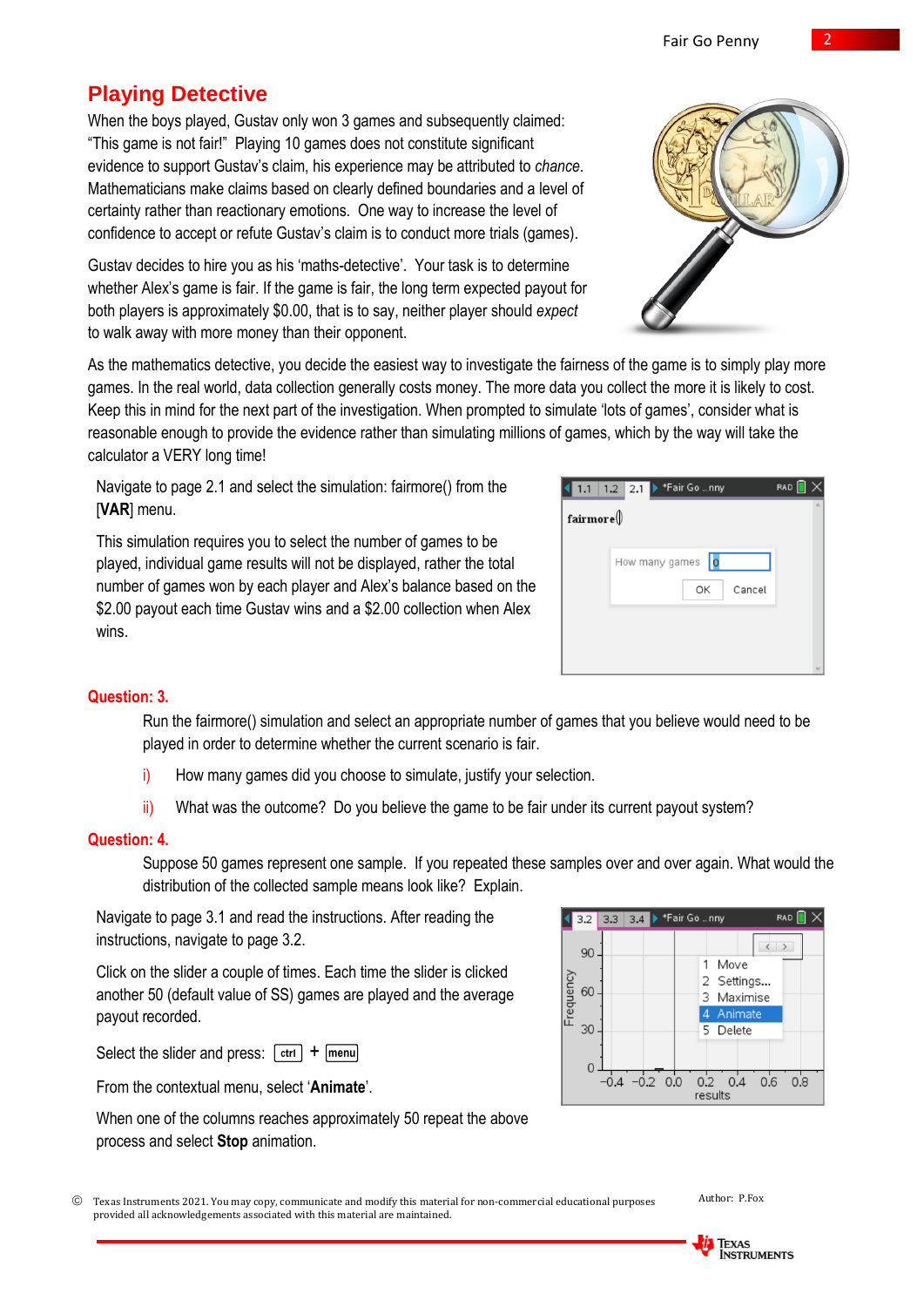## Playing Detective

When the boys played, Gustav only won 3 games and subsequently claimed: "This game is not fair!" Playing 10 games does not constitute significant evidence to support Gustav's claim, his experience may be attributed to *chance*. Mathematicians make claims based on clearly defined boundaries and a level of certainty rather than reactionary emotions. One way to increase the level of confidence to accept or refute Gustav's claim is to conduct more trials (games).

Gustav decides to hire you as his 'maths-detective'. Your task is to determine whether Alex's game is fair. If the game is fair, the long term expected payout for both players is approximately $0.00, that is to say, neither player should *expect* to walk away with more money than their opponent.

As the mathematics detective, you decide the easiest way to investigate the fairness of the game is to simply play more games. In the real world, data collection generally costs money. The more data you collect the more it is likely to cost. Keep this in mind for the next part of the investigation. When prompted to simulate 'lots of games', consider what is reasonable enough to provide the evidence rather than simulating millions of games, which by the way will take the calculator a VERY long time!

Navigate to page 2.1 and select the simulation: fairmore() from the [**VAR**] menu.

This simulation requires you to select the number of games to be played, individual game results will not be displayed, rather the total number of games won by each player and Alex's balance based on the $2.00 payout each time Gustav wins and a $2.00 collection when Alex wins.

**Question: 3.**

Run the fairmore() simulation and select an appropriate number of games that you believe would need to be played in order to determine whether the current scenario is fair.

i) How many games did you choose to simulate, justify your selection.

ii) What was the outcome? Do you believe the game to be fair under its current payout system?

**Question: 4.**

Suppose 50 games represent one sample. If you repeated these samples over and over again. What would the distribution of the collected sample means look like? Explain.

Navigate to page 3.1 and read the instructions. After reading the instructions, navigate to page 3.2.

Click on the slider a couple of times. Each time the slider is clicked another 50 (default value of SS) games are played and the average payout recorded.

Select the slider and press: ctrl + menu

From the contextual menu, select '**Animate**'.

When one of the columns reaches approximately 50 repeat the above process and select **Stop** animation.

© Texas Instruments 2021. You may copy, communicate and modify this material for non-commercial educational purposes provided all acknowledgements associated with this material are maintained.

Author: P.Fox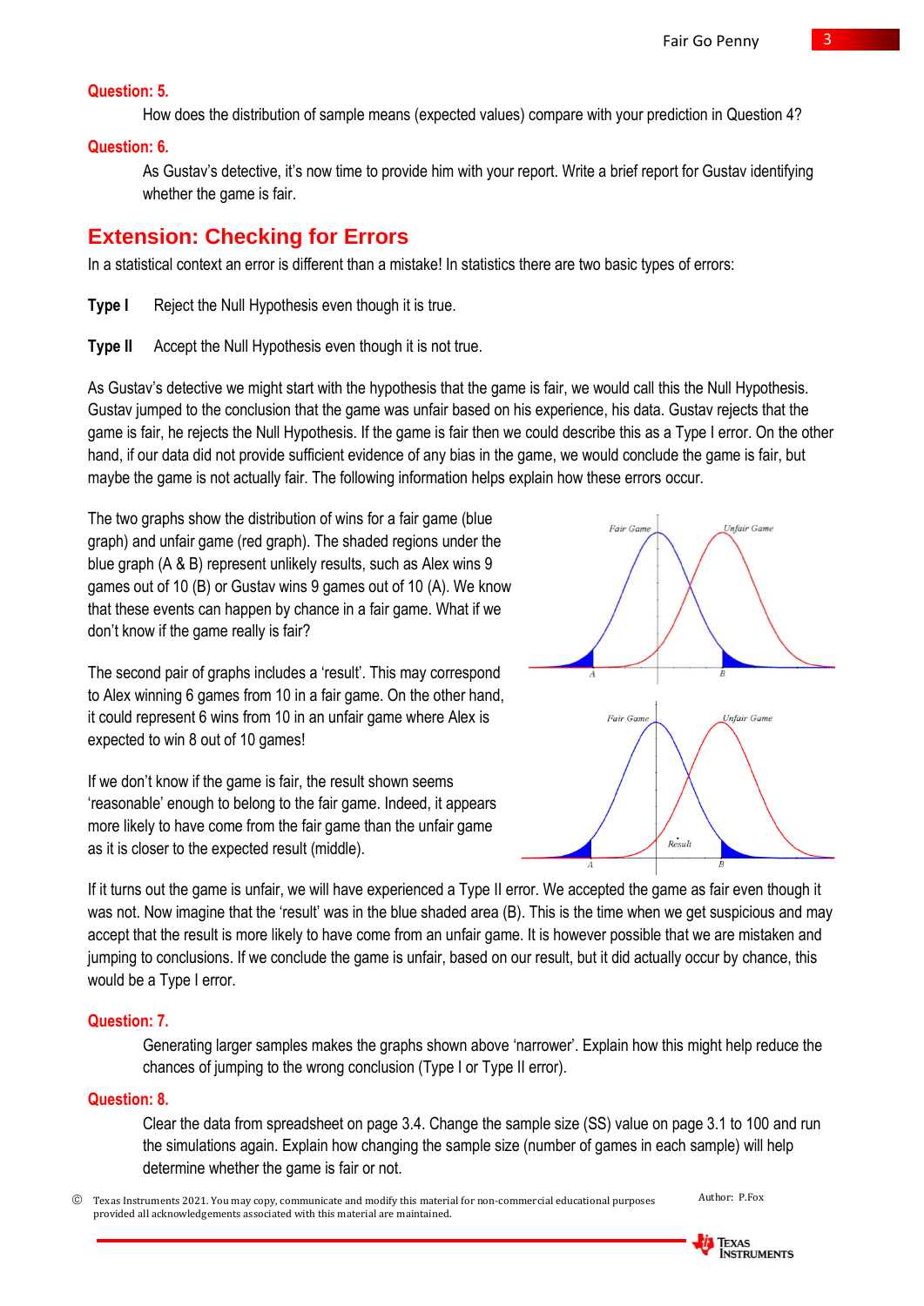**Question: 5.**

How does the distribution of sample means (expected values) compare with your prediction in Question 4?

**Question: 6.**

As Gustav's detective, it's now time to provide him with your report. Write a brief report for Gustav identifying whether the game is fair.

## Extension: Checking for Errors

In a statistical context an error is different than a mistake! In statistics there are two basic types of errors:

**Type I** Reject the Null Hypothesis even though it is true.

**Type II** Accept the Null Hypothesis even though it is not true.

As Gustav's detective we might start with the hypothesis that the game is fair, we would call this the Null Hypothesis. Gustav jumped to the conclusion that the game was unfair based on his experience, his data. Gustav rejects that the game is fair, he rejects the Null Hypothesis. If the game is fair then we could describe this as a Type I error. On the other hand, if our data did not provide sufficient evidence of any bias in the game, we would conclude the game is fair, but maybe the game is not actually fair. The following information helps explain how these errors occur.

The two graphs show the distribution of wins for a fair game (blue graph) and unfair game (red graph). The shaded regions under the blue graph (A & B) represent unlikely results, such as Alex wins 9 games out of 10 (B) or Gustav wins 9 games out of 10 (A). We know that these events can happen by chance in a fair game. What if we don't know if the game really is fair?

Fair Game
Unfair Game
A
B

The second pair of graphs includes a 'result'. This may correspond to Alex winning 6 games from 10 in a fair game. On the other hand, it could represent 6 wins from 10 in an unfair game where Alex is expected to win 8 out of 10 games!

Fair Game
Unfair Game
Result
A
B

If we don't know if the game is fair, the result shown seems 'reasonable' enough to belong to the fair game. Indeed, it appears more likely to have come from the fair game than the unfair game as it is closer to the expected result (middle).

If it turns out the game is unfair, we will have experienced a Type II error. We accepted the game as fair even though it was not. Now imagine that the 'result' was in the blue shaded area (B). This is the time when we get suspicious and may accept that the result is more likely to have come from an unfair game. It is however possible that we are mistaken and jumping to conclusions. If we conclude the game is unfair, based on our result, but it did actually occur by chance, this would be a Type I error.

**Question: 7.**

Generating larger samples makes the graphs shown above 'narrower'. Explain how this might help reduce the chances of jumping to the wrong conclusion (Type I or Type II error).

**Question: 8.**

Clear the data from spreadsheet on page 3.4. Change the sample size (SS) value on page 3.1 to 100 and run the simulations again. Explain how changing the sample size (number of games in each sample) will help determine whether the game is fair or not.

© Texas Instruments 2021. You may copy, communicate and modify this material for non-commercial educational purposes provided all acknowledgements associated with this material are maintained.

Author: P.Fox